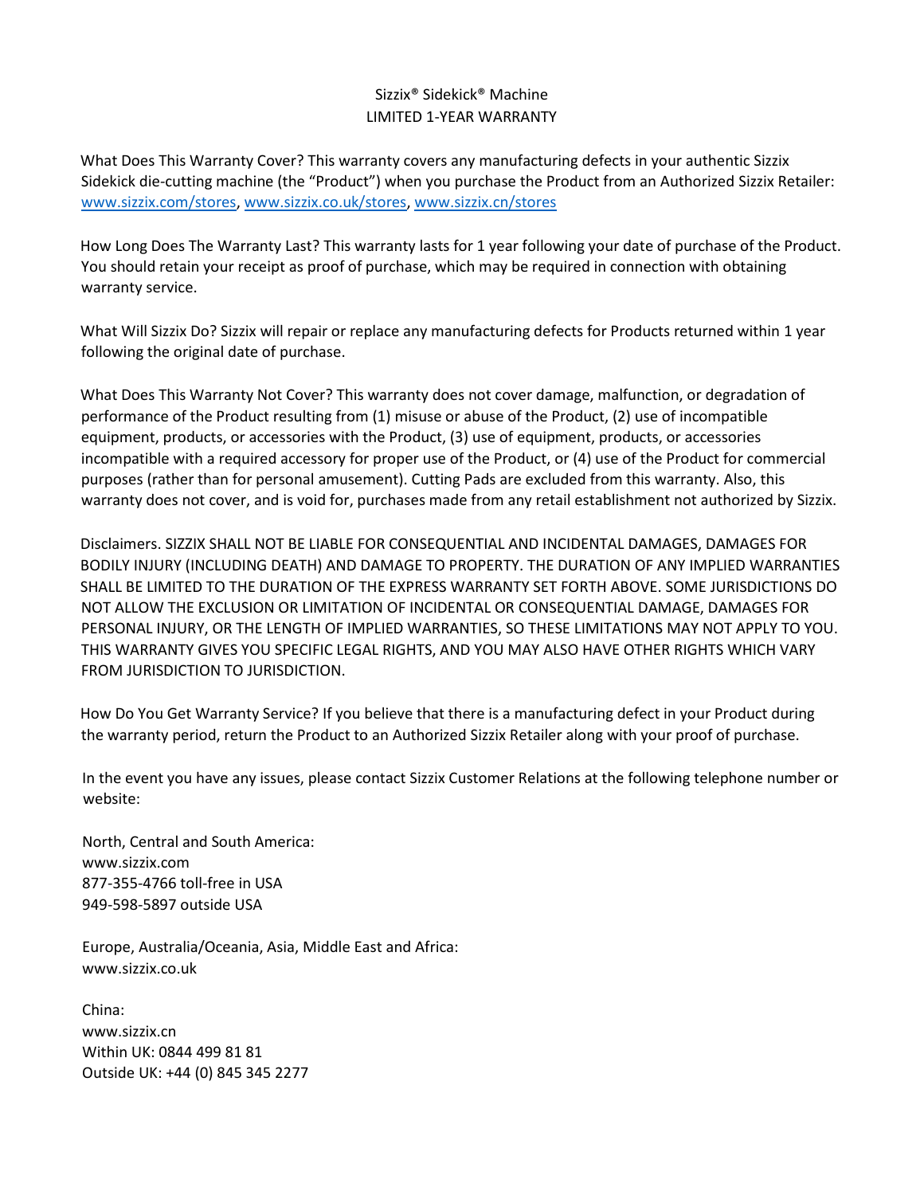# Sizzix® Sidekick® Machine
## LIMITED 1-YEAR WARRANTY

What Does This Warranty Cover? This warranty covers any manufacturing defects in your authentic Sizzix Sidekick die-cutting machine (the "Product") when you purchase the Product from an Authorized Sizzix Retailer: www.sizzix.com/stores, www.sizzix.co.uk/stores, www.sizzix.cn/stores

How Long Does The Warranty Last? This warranty lasts for 1 year following your date of purchase of the Product. You should retain your receipt as proof of purchase, which may be required in connection with obtaining warranty service.

What Will Sizzix Do? Sizzix will repair or replace any manufacturing defects for Products returned within 1 year following the original date of purchase.

What Does This Warranty Not Cover? This warranty does not cover damage, malfunction, or degradation of performance of the Product resulting from (1) misuse or abuse of the Product, (2) use of incompatible equipment, products, or accessories with the Product, (3) use of equipment, products, or accessories incompatible with a required accessory for proper use of the Product, or (4) use of the Product for commercial purposes (rather than for personal amusement). Cutting Pads are excluded from this warranty. Also, this warranty does not cover, and is void for, purchases made from any retail establishment not authorized by Sizzix.

Disclaimers. SIZZIX SHALL NOT BE LIABLE FOR CONSEQUENTIAL AND INCIDENTAL DAMAGES, DAMAGES FOR BODILY INJURY (INCLUDING DEATH) AND DAMAGE TO PROPERTY. THE DURATION OF ANY IMPLIED WARRANTIES SHALL BE LIMITED TO THE DURATION OF THE EXPRESS WARRANTY SET FORTH ABOVE. SOME JURISDICTIONS DO NOT ALLOW THE EXCLUSION OR LIMITATION OF INCIDENTAL OR CONSEQUENTIAL DAMAGE, DAMAGES FOR PERSONAL INJURY, OR THE LENGTH OF IMPLIED WARRANTIES, SO THESE LIMITATIONS MAY NOT APPLY TO YOU. THIS WARRANTY GIVES YOU SPECIFIC LEGAL RIGHTS, AND YOU MAY ALSO HAVE OTHER RIGHTS WHICH VARY FROM JURISDICTION TO JURISDICTION.

How Do You Get Warranty Service? If you believe that there is a manufacturing defect in your Product during the warranty period, return the Product to an Authorized Sizzix Retailer along with your proof of purchase.

In the event you have any issues, please contact Sizzix Customer Relations at the following telephone number or website:

North, Central and South America:
www.sizzix.com
877-355-4766 toll-free in USA
949-598-5897 outside USA

Europe, Australia/Oceania, Asia, Middle East and Africa:
www.sizzix.co.uk

China:
www.sizzix.cn
Within UK: 0844 499 81 81
Outside UK: +44 (0) 845 345 2277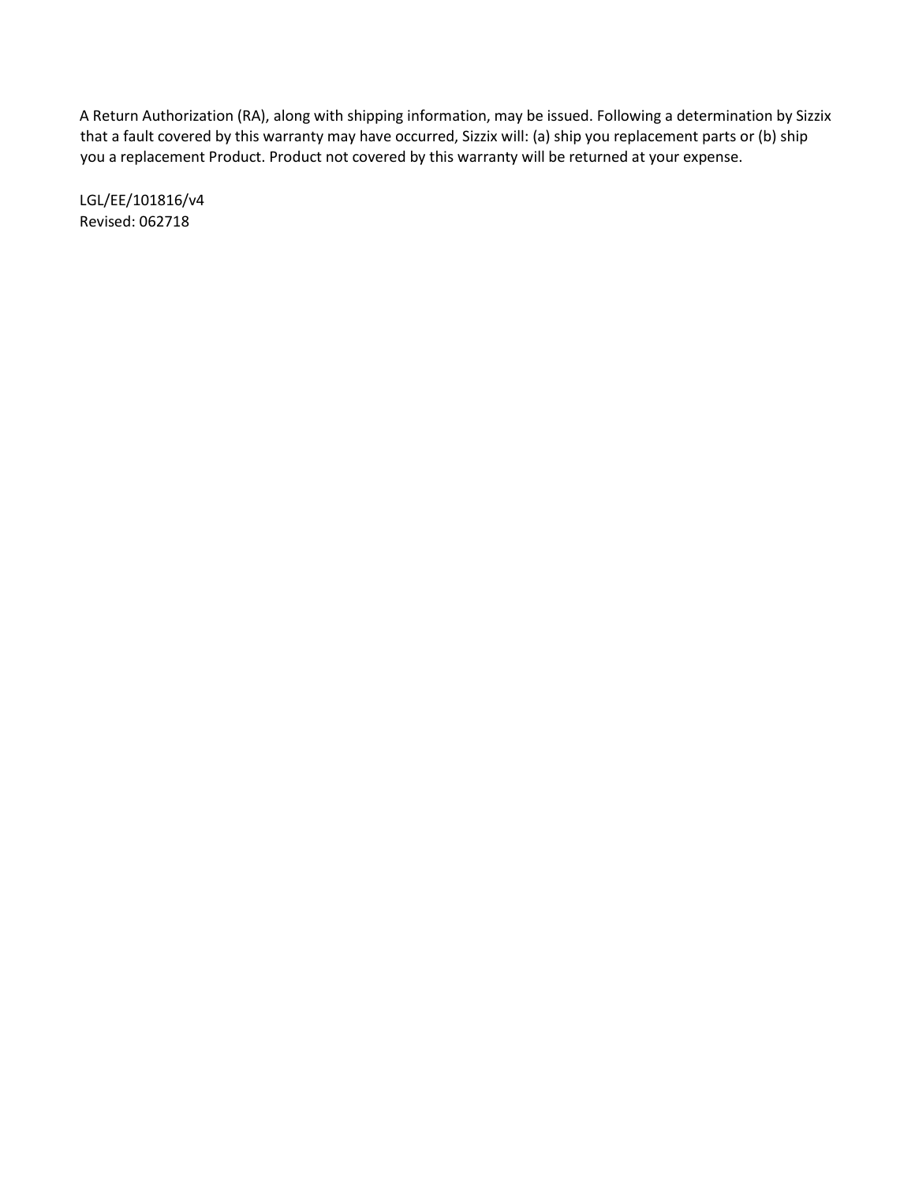A Return Authorization (RA), along with shipping information, may be issued. Following a determination by Sizzix that a fault covered by this warranty may have occurred, Sizzix will: (a) ship you replacement parts or (b) ship you a replacement Product. Product not covered by this warranty will be returned at your expense.

LGL/EE/101816/v4
Revised: 062718